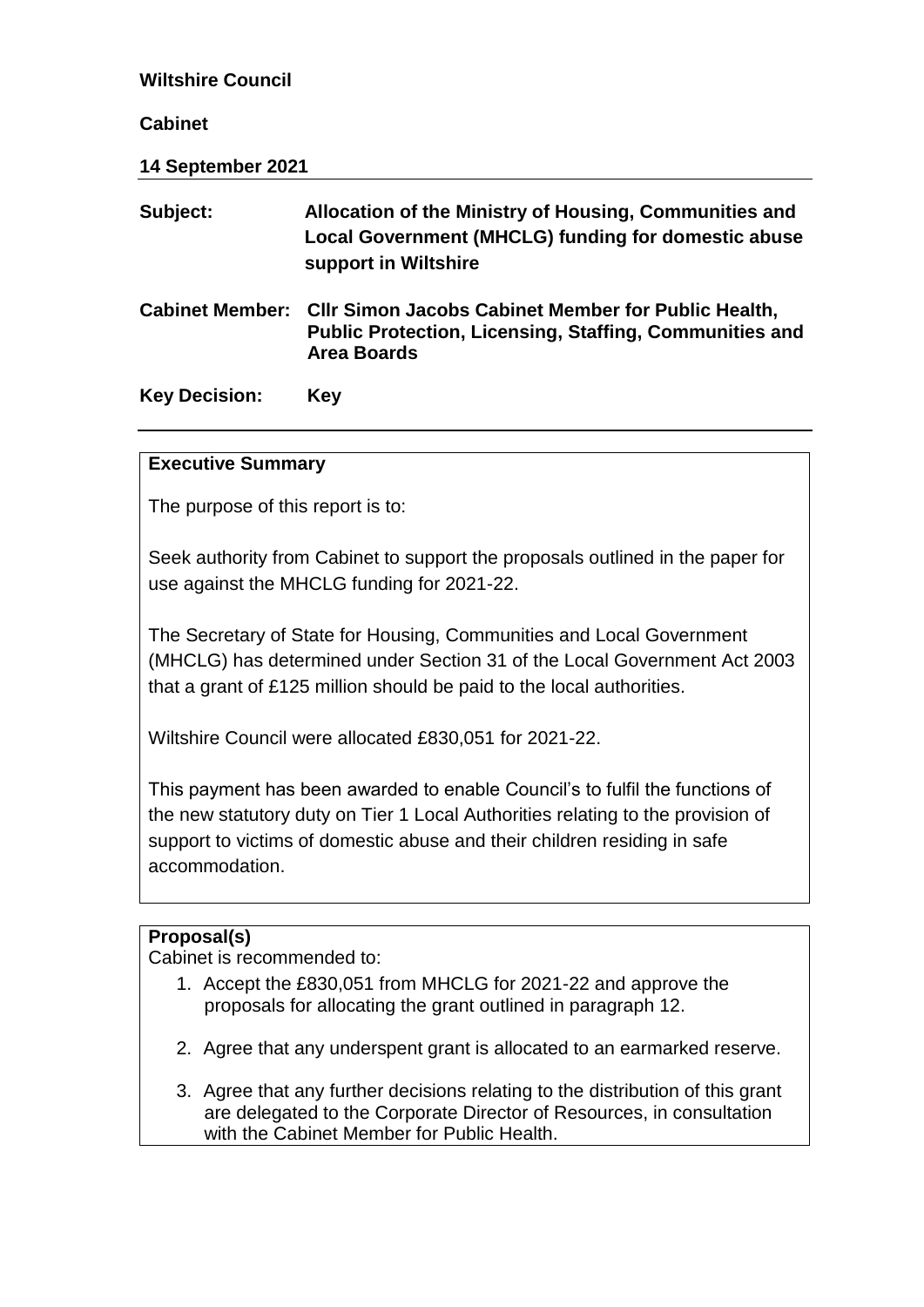**Wiltshire Council**

**Cabinet**

**14 September 2021**

| | |
|---|---|
| **Subject:** | **Allocation of the Ministry of Housing, Communities and Local Government (MHCLG) funding for domestic abuse support in Wiltshire** |
| **Cabinet Member:** | **Cllr Simon Jacobs Cabinet Member for Public Health, Public Protection, Licensing, Staffing, Communities and Area Boards** |
| **Key Decision:** | **Key** |

**Executive Summary**

The purpose of this report is to:

Seek authority from Cabinet to support the proposals outlined in the paper for use against the MHCLG funding for 2021-22.

The Secretary of State for Housing, Communities and Local Government (MHCLG) has determined under Section 31 of the Local Government Act 2003 that a grant of £125 million should be paid to the local authorities.

Wiltshire Council were allocated £830,051 for 2021-22.

This payment has been awarded to enable Council's to fulfil the functions of the new statutory duty on Tier 1 Local Authorities relating to the provision of support to victims of domestic abuse and their children residing in safe accommodation.

**Proposal(s)**

Cabinet is recommended to:

1. Accept the £830,051 from MHCLG for 2021-22 and approve the proposals for allocating the grant outlined in paragraph 12.
2. Agree that any underspent grant is allocated to an earmarked reserve.
3. Agree that any further decisions relating to the distribution of this grant are delegated to the Corporate Director of Resources, in consultation with the Cabinet Member for Public Health.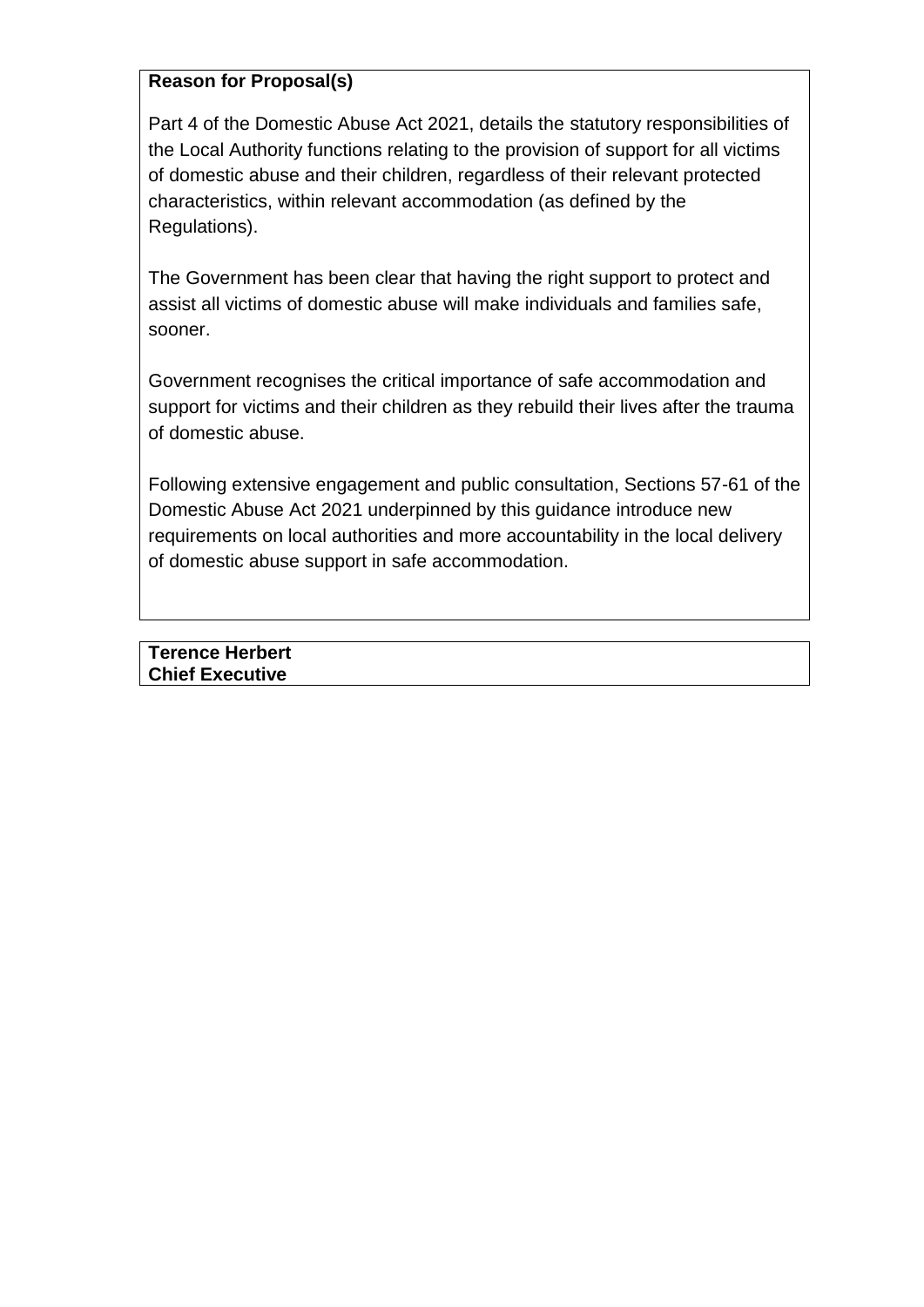**Reason for Proposal(s)**

Part 4 of the Domestic Abuse Act 2021, details the statutory responsibilities of the Local Authority functions relating to the provision of support for all victims of domestic abuse and their children, regardless of their relevant protected characteristics, within relevant accommodation (as defined by the Regulations).

The Government has been clear that having the right support to protect and assist all victims of domestic abuse will make individuals and families safe, sooner.

Government recognises the critical importance of safe accommodation and support for victims and their children as they rebuild their lives after the trauma of domestic abuse.

Following extensive engagement and public consultation, Sections 57-61 of the Domestic Abuse Act 2021 underpinned by this guidance introduce new requirements on local authorities and more accountability in the local delivery of domestic abuse support in safe accommodation.

**Terence Herbert**
**Chief Executive**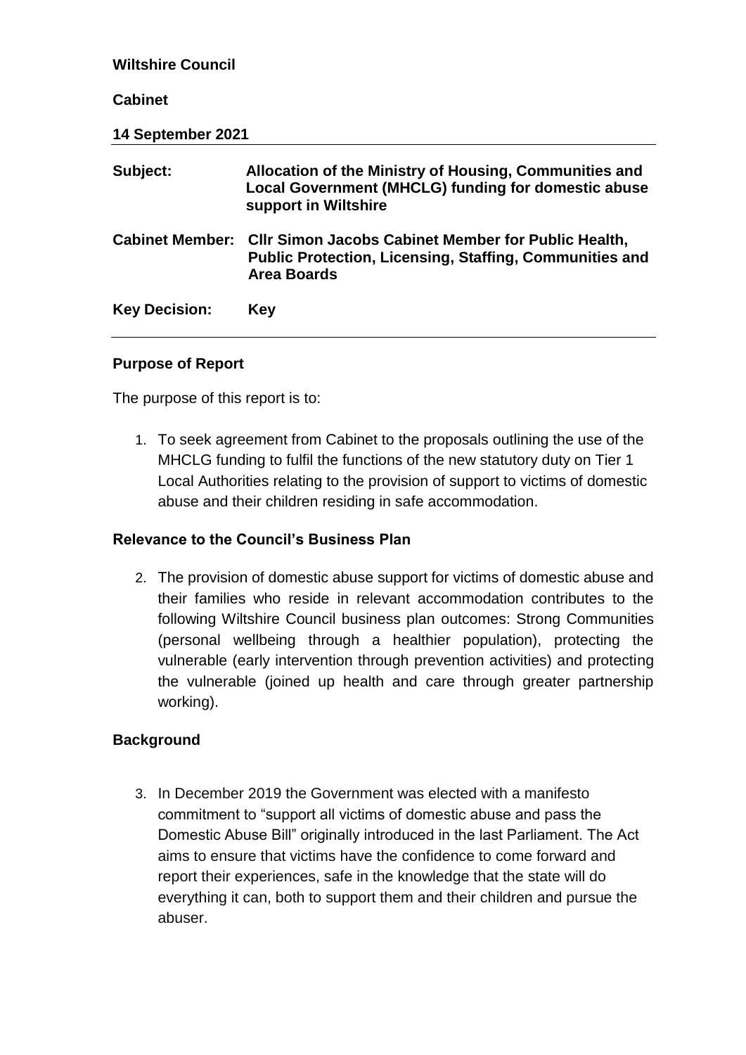**Wiltshire Council**

**Cabinet**

**14 September 2021**

| | |
|---|---|
| **Subject:** | **Allocation of the Ministry of Housing, Communities and Local Government (MHCLG) funding for domestic abuse support in Wiltshire** |
| **Cabinet Member:** | **Cllr Simon Jacobs Cabinet Member for Public Health, Public Protection, Licensing, Staffing, Communities and Area Boards** |
| **Key Decision:** | **Key** |

## Purpose of Report

The purpose of this report is to:

1. To seek agreement from Cabinet to the proposals outlining the use of the MHCLG funding to fulfil the functions of the new statutory duty on Tier 1 Local Authorities relating to the provision of support to victims of domestic abuse and their children residing in safe accommodation.

## Relevance to the Council's Business Plan

2. The provision of domestic abuse support for victims of domestic abuse and their families who reside in relevant accommodation contributes to the following Wiltshire Council business plan outcomes: Strong Communities (personal wellbeing through a healthier population), protecting the vulnerable (early intervention through prevention activities) and protecting the vulnerable (joined up health and care through greater partnership working).

## Background

3. In December 2019 the Government was elected with a manifesto commitment to "support all victims of domestic abuse and pass the Domestic Abuse Bill" originally introduced in the last Parliament. The Act aims to ensure that victims have the confidence to come forward and report their experiences, safe in the knowledge that the state will do everything it can, both to support them and their children and pursue the abuser.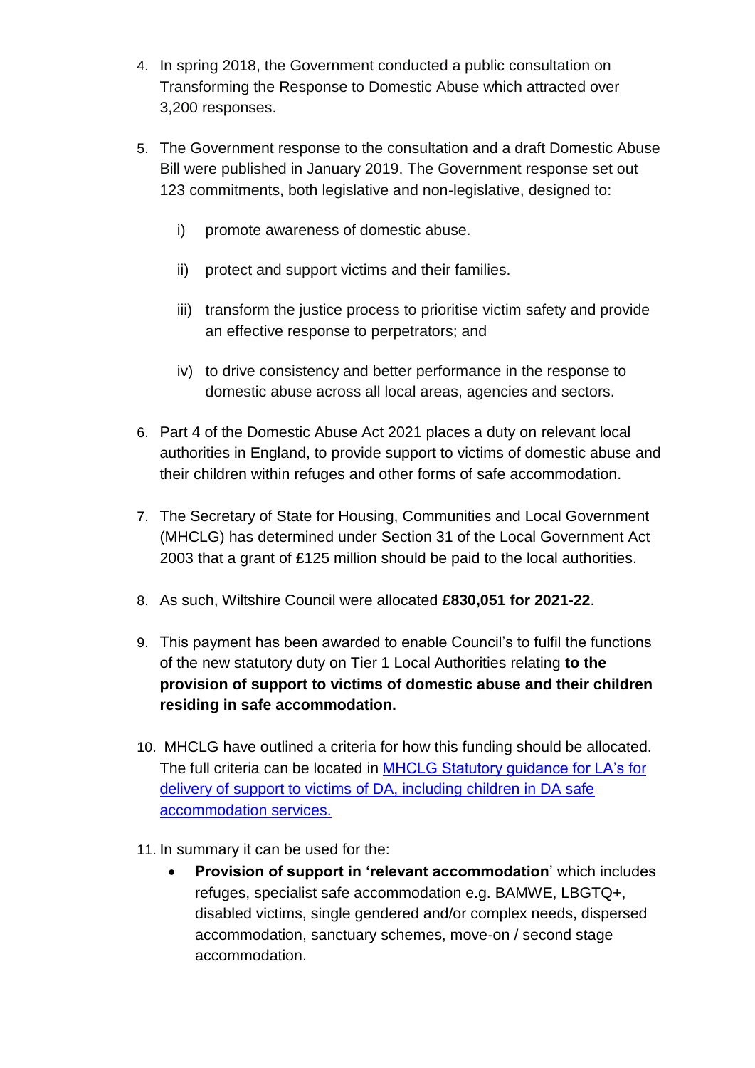4. In spring 2018, the Government conducted a public consultation on Transforming the Response to Domestic Abuse which attracted over 3,200 responses.

5. The Government response to the consultation and a draft Domestic Abuse Bill were published in January 2019. The Government response set out 123 commitments, both legislative and non-legislative, designed to:

   i) promote awareness of domestic abuse.

   ii) protect and support victims and their families.

   iii) transform the justice process to prioritise victim safety and provide an effective response to perpetrators; and

   iv) to drive consistency and better performance in the response to domestic abuse across all local areas, agencies and sectors.

6. Part 4 of the Domestic Abuse Act 2021 places a duty on relevant local authorities in England, to provide support to victims of domestic abuse and their children within refuges and other forms of safe accommodation.

7. The Secretary of State for Housing, Communities and Local Government (MHCLG) has determined under Section 31 of the Local Government Act 2003 that a grant of £125 million should be paid to the local authorities.

8. As such, Wiltshire Council were allocated **£830,051 for 2021-22**.

9. This payment has been awarded to enable Council's to fulfil the functions of the new statutory duty on Tier 1 Local Authorities relating **to the provision of support to victims of domestic abuse and their children residing in safe accommodation.**

10. MHCLG have outlined a criteria for how this funding should be allocated. The full criteria can be located in [MHCLG Statutory guidance for LA's for delivery of support to victims of DA, including children in DA safe accommodation services.]()

11. In summary it can be used for the:
    - **Provision of support in 'relevant accommodation**' which includes refuges, specialist safe accommodation e.g. BAMWE, LBGTQ+, disabled victims, single gendered and/or complex needs, dispersed accommodation, sanctuary schemes, move-on / second stage accommodation.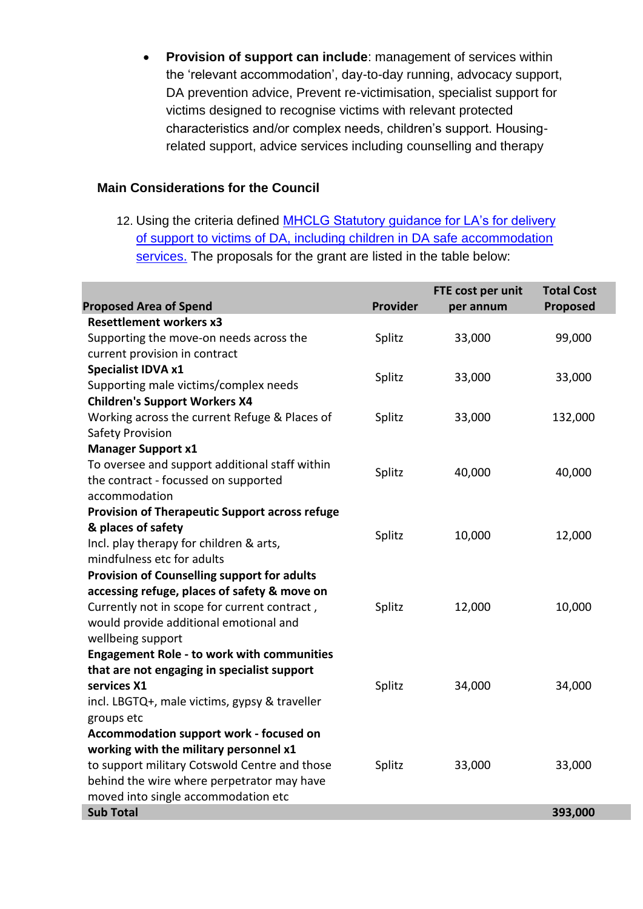- **Provision of support can include**: management of services within the 'relevant accommodation', day-to-day running, advocacy support, DA prevention advice, Prevent re-victimisation, specialist support for victims designed to recognise victims with relevant protected characteristics and/or complex needs, children's support. Housing-related support, advice services including counselling and therapy

## Main Considerations for the Council

12. Using the criteria defined [MHCLG Statutory guidance for LA's for delivery of support to victims of DA, including children in DA safe accommodation services.]() The proposals for the grant are listed in the table below:

| Proposed Area of Spend | Provider | FTE cost per unit per annum | Total Cost Proposed |
|---|---|---|---|
| **Resettlement workers x3**<br>Supporting the move-on needs across the current provision in contract | Splitz | 33,000 | 99,000 |
| **Specialist IDVA x1**<br>Supporting male victims/complex needs | Splitz | 33,000 | 33,000 |
| **Children's Support Workers X4**<br>Working across the current Refuge & Places of Safety Provision | Splitz | 33,000 | 132,000 |
| **Manager Support x1**<br>To oversee and support additional staff within the contract - focussed on supported accommodation | Splitz | 40,000 | 40,000 |
| **Provision of Therapeutic Support across refuge & places of safety**<br>Incl. play therapy for children & arts, mindfulness etc for adults | Splitz | 10,000 | 12,000 |
| **Provision of Counselling support for adults accessing refuge, places of safety & move on**<br>Currently not in scope for current contract , would provide additional emotional and wellbeing support | Splitz | 12,000 | 10,000 |
| **Engagement Role - to work with communities that are not engaging in specialist support services X1**<br>incl. LBGTQ+, male victims, gypsy & traveller groups etc | Splitz | 34,000 | 34,000 |
| **Accommodation support work - focused on working with the military personnel x1**<br>to support military Cotswold Centre and those behind the wire where perpetrator may have moved into single accommodation etc | Splitz | 33,000 | 33,000 |
| **Sub Total** | | | **393,000** |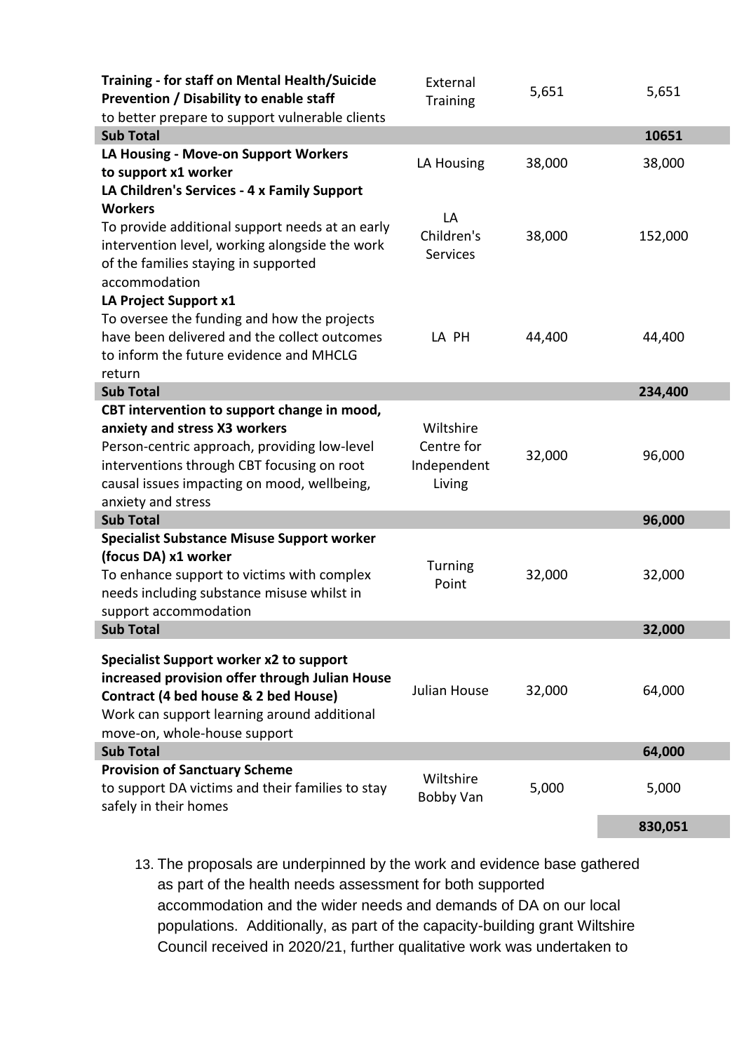| | | | |
|---|---|---|---|
| **Training - for staff on Mental Health/Suicide Prevention / Disability to enable staff** to better prepare to support vulnerable clients | External Training | 5,651 | 5,651 |
| **Sub Total** | | | **10651** |
| **LA Housing - Move-on Support Workers to support x1 worker** | LA Housing | 38,000 | 38,000 |
| **LA Children's Services - 4 x Family Support Workers** To provide additional support needs at an early intervention level, working alongside the work of the families staying in supported accommodation | LA Children's Services | 38,000 | 152,000 |
| **LA Project Support x1** To oversee the funding and how the projects have been delivered and the collect outcomes to inform the future evidence and MHCLG return | LA PH | 44,400 | 44,400 |
| **Sub Total** | | | **234,400** |
| **CBT intervention to support change in mood, anxiety and stress X3 workers** Person-centric approach, providing low-level interventions through CBT focusing on root causal issues impacting on mood, wellbeing, anxiety and stress | Wiltshire Centre for Independent Living | 32,000 | 96,000 |
| **Sub Total** | | | **96,000** |
| **Specialist Substance Misuse Support worker (focus DA) x1 worker** To enhance support to victims with complex needs including substance misuse whilst in support accommodation | Turning Point | 32,000 | 32,000 |
| **Sub Total** | | | **32,000** |
| **Specialist Support worker x2 to support increased provision offer through Julian House Contract (4 bed house & 2 bed House)** Work can support learning around additional move-on, whole-house support | Julian House | 32,000 | 64,000 |
| **Sub Total** | | | **64,000** |
| **Provision of Sanctuary Scheme** to support DA victims and their families to stay safely in their homes | Wiltshire Bobby Van | 5,000 | 5,000 |
| | | | **830,051** |

13. The proposals are underpinned by the work and evidence base gathered as part of the health needs assessment for both supported accommodation and the wider needs and demands of DA on our local populations. Additionally, as part of the capacity-building grant Wiltshire Council received in 2020/21, further qualitative work was undertaken to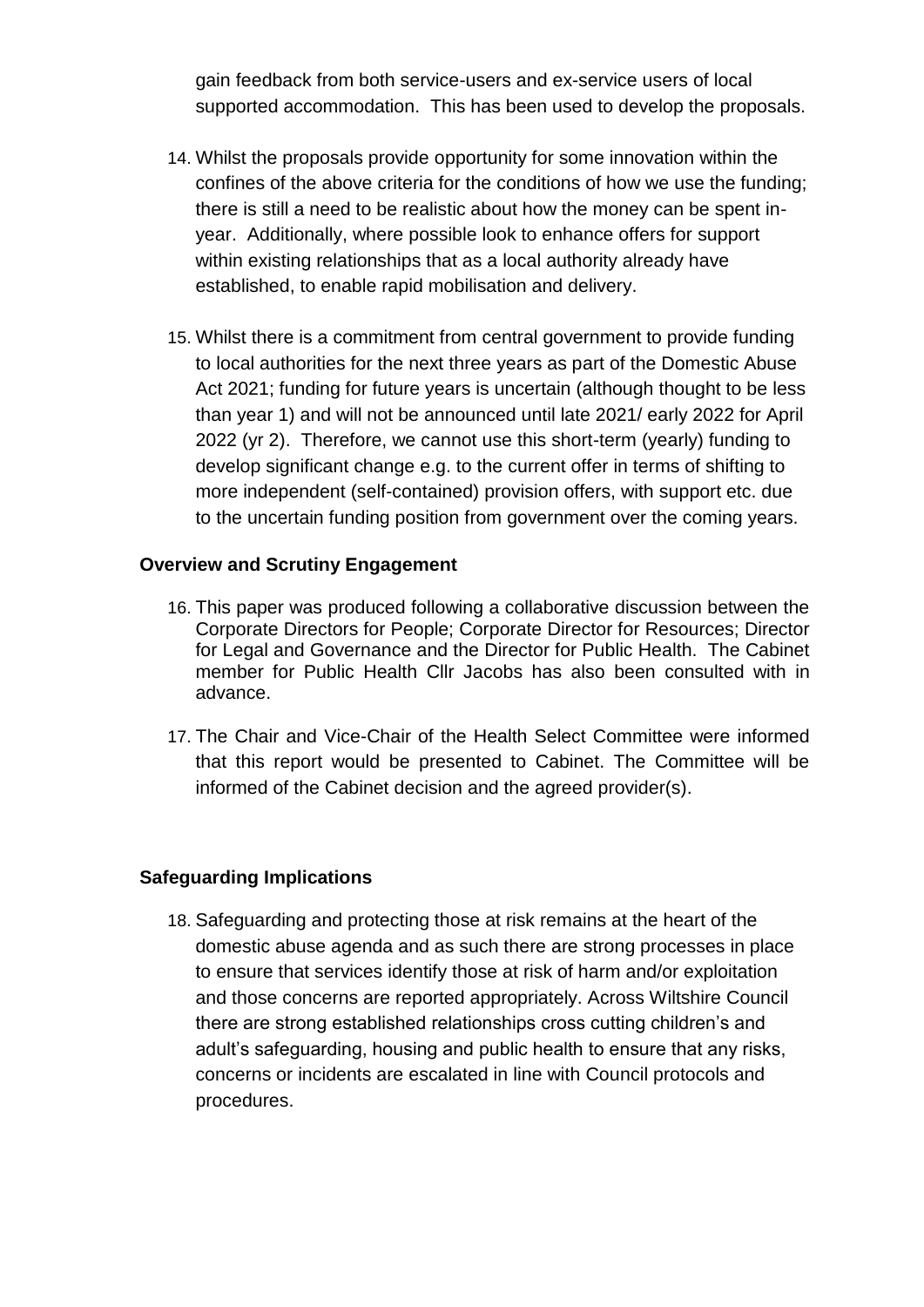gain feedback from both service-users and ex-service users of local supported accommodation. This has been used to develop the proposals.

14. Whilst the proposals provide opportunity for some innovation within the confines of the above criteria for the conditions of how we use the funding; there is still a need to be realistic about how the money can be spent in-year. Additionally, where possible look to enhance offers for support within existing relationships that as a local authority already have established, to enable rapid mobilisation and delivery.

15. Whilst there is a commitment from central government to provide funding to local authorities for the next three years as part of the Domestic Abuse Act 2021; funding for future years is uncertain (although thought to be less than year 1) and will not be announced until late 2021/ early 2022 for April 2022 (yr 2). Therefore, we cannot use this short-term (yearly) funding to develop significant change e.g. to the current offer in terms of shifting to more independent (self-contained) provision offers, with support etc. due to the uncertain funding position from government over the coming years.

## Overview and Scrutiny Engagement

16. This paper was produced following a collaborative discussion between the Corporate Directors for People; Corporate Director for Resources; Director for Legal and Governance and the Director for Public Health. The Cabinet member for Public Health Cllr Jacobs has also been consulted with in advance.

17. The Chair and Vice-Chair of the Health Select Committee were informed that this report would be presented to Cabinet. The Committee will be informed of the Cabinet decision and the agreed provider(s).

## Safeguarding Implications

18. Safeguarding and protecting those at risk remains at the heart of the domestic abuse agenda and as such there are strong processes in place to ensure that services identify those at risk of harm and/or exploitation and those concerns are reported appropriately. Across Wiltshire Council there are strong established relationships cross cutting children's and adult's safeguarding, housing and public health to ensure that any risks, concerns or incidents are escalated in line with Council protocols and procedures.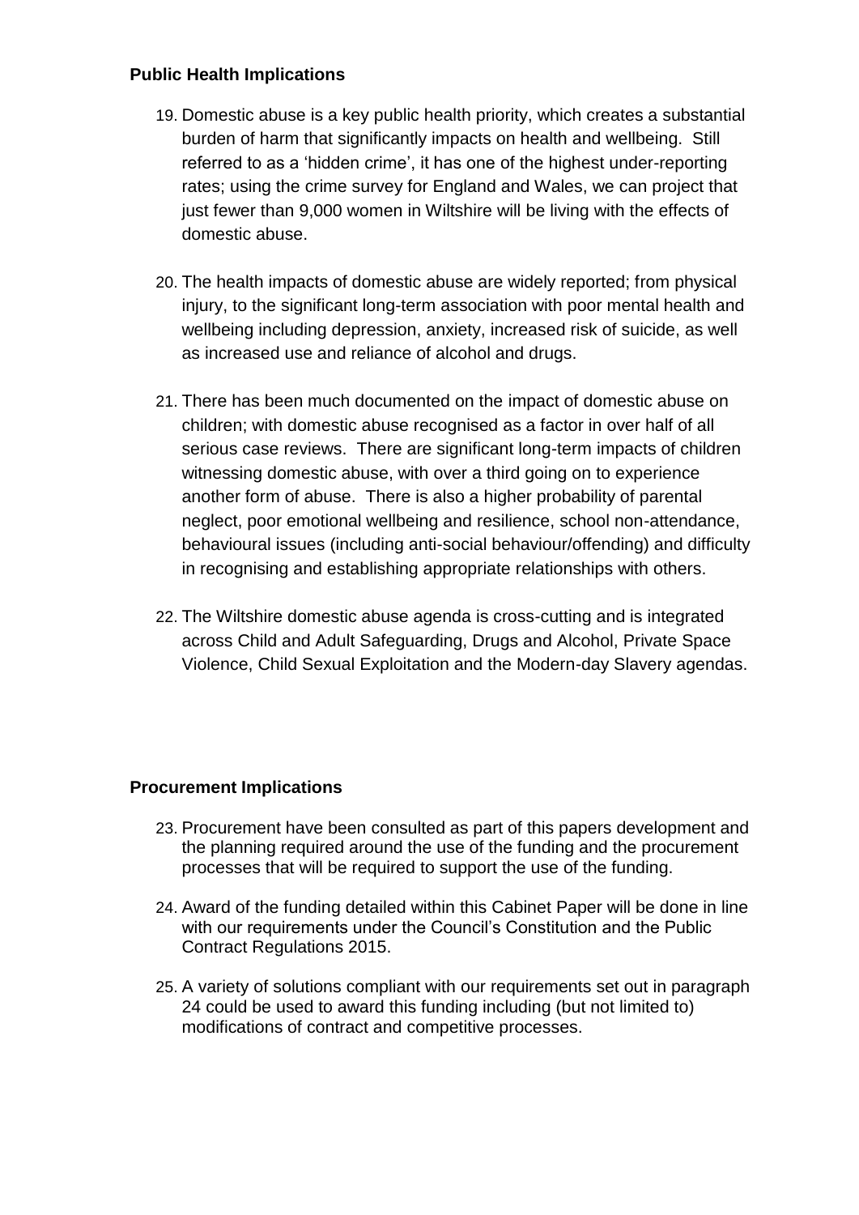**Public Health Implications**

19. Domestic abuse is a key public health priority, which creates a substantial burden of harm that significantly impacts on health and wellbeing. Still referred to as a 'hidden crime', it has one of the highest under-reporting rates; using the crime survey for England and Wales, we can project that just fewer than 9,000 women in Wiltshire will be living with the effects of domestic abuse.

20. The health impacts of domestic abuse are widely reported; from physical injury, to the significant long-term association with poor mental health and wellbeing including depression, anxiety, increased risk of suicide, as well as increased use and reliance of alcohol and drugs.

21. There has been much documented on the impact of domestic abuse on children; with domestic abuse recognised as a factor in over half of all serious case reviews. There are significant long-term impacts of children witnessing domestic abuse, with over a third going on to experience another form of abuse. There is also a higher probability of parental neglect, poor emotional wellbeing and resilience, school non-attendance, behavioural issues (including anti-social behaviour/offending) and difficulty in recognising and establishing appropriate relationships with others.

22. The Wiltshire domestic abuse agenda is cross-cutting and is integrated across Child and Adult Safeguarding, Drugs and Alcohol, Private Space Violence, Child Sexual Exploitation and the Modern-day Slavery agendas.

**Procurement Implications**

23. Procurement have been consulted as part of this papers development and the planning required around the use of the funding and the procurement processes that will be required to support the use of the funding.

24. Award of the funding detailed within this Cabinet Paper will be done in line with our requirements under the Council's Constitution and the Public Contract Regulations 2015.

25. A variety of solutions compliant with our requirements set out in paragraph 24 could be used to award this funding including (but not limited to) modifications of contract and competitive processes.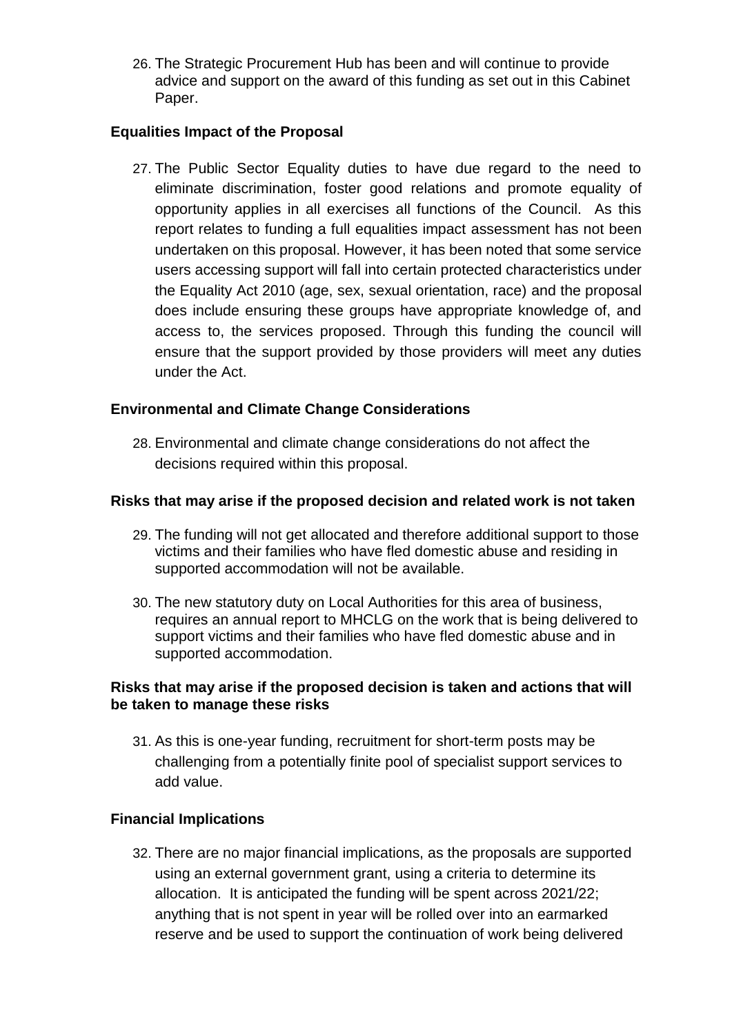26. The Strategic Procurement Hub has been and will continue to provide advice and support on the award of this funding as set out in this Cabinet Paper.

### Equalities Impact of the Proposal

27. The Public Sector Equality duties to have due regard to the need to eliminate discrimination, foster good relations and promote equality of opportunity applies in all exercises all functions of the Council. As this report relates to funding a full equalities impact assessment has not been undertaken on this proposal. However, it has been noted that some service users accessing support will fall into certain protected characteristics under the Equality Act 2010 (age, sex, sexual orientation, race) and the proposal does include ensuring these groups have appropriate knowledge of, and access to, the services proposed. Through this funding the council will ensure that the support provided by those providers will meet any duties under the Act.

### Environmental and Climate Change Considerations

28. Environmental and climate change considerations do not affect the decisions required within this proposal.

### Risks that may arise if the proposed decision and related work is not taken

29. The funding will not get allocated and therefore additional support to those victims and their families who have fled domestic abuse and residing in supported accommodation will not be available.

30. The new statutory duty on Local Authorities for this area of business, requires an annual report to MHCLG on the work that is being delivered to support victims and their families who have fled domestic abuse and in supported accommodation.

### Risks that may arise if the proposed decision is taken and actions that will be taken to manage these risks

31. As this is one-year funding, recruitment for short-term posts may be challenging from a potentially finite pool of specialist support services to add value.

### Financial Implications

32. There are no major financial implications, as the proposals are supported using an external government grant, using a criteria to determine its allocation. It is anticipated the funding will be spent across 2021/22; anything that is not spent in year will be rolled over into an earmarked reserve and be used to support the continuation of work being delivered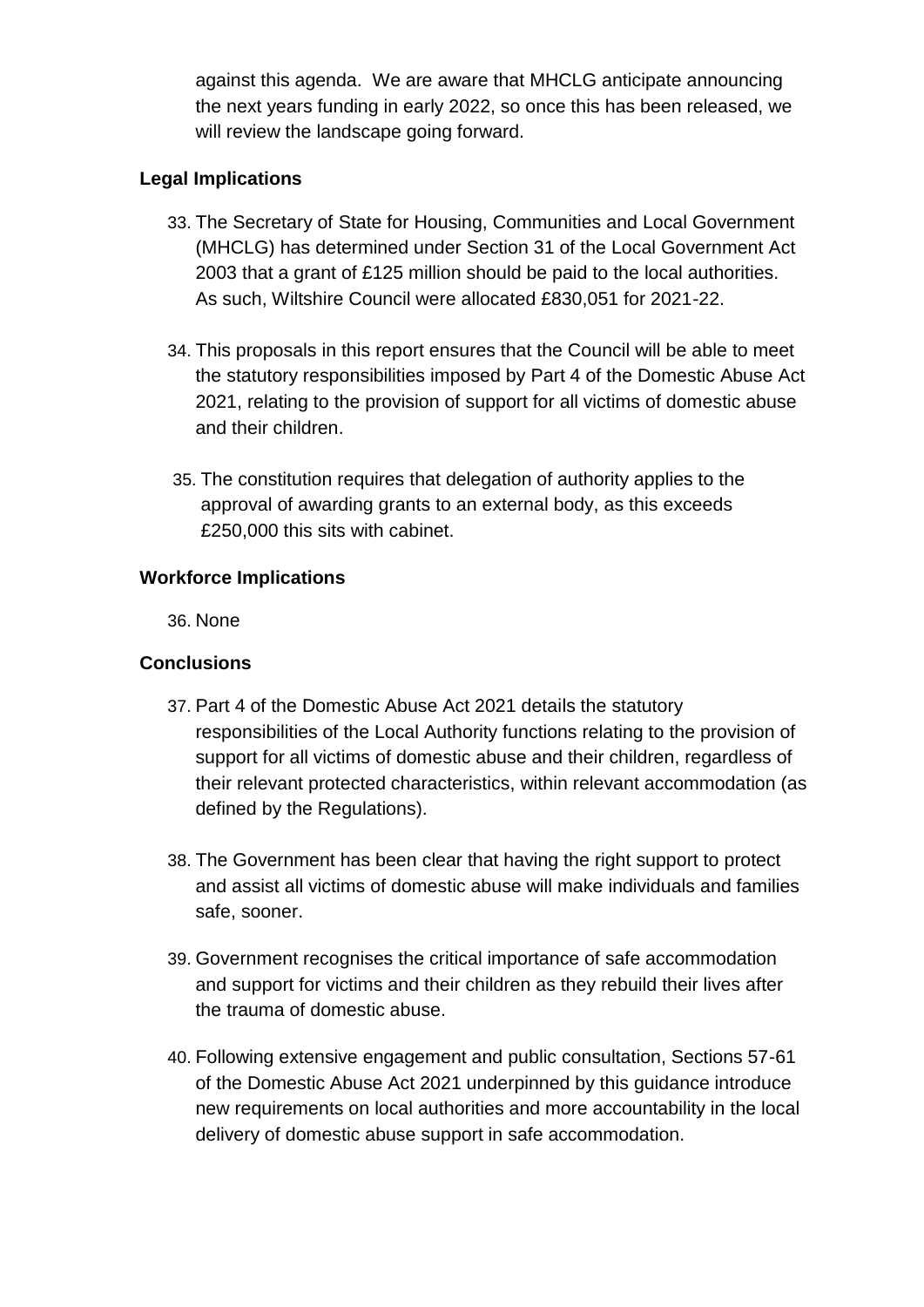against this agenda. We are aware that MHCLG anticipate announcing the next years funding in early 2022, so once this has been released, we will review the landscape going forward.

### Legal Implications

33. The Secretary of State for Housing, Communities and Local Government (MHCLG) has determined under Section 31 of the Local Government Act 2003 that a grant of £125 million should be paid to the local authorities. As such, Wiltshire Council were allocated £830,051 for 2021-22.

34. This proposals in this report ensures that the Council will be able to meet the statutory responsibilities imposed by Part 4 of the Domestic Abuse Act 2021, relating to the provision of support for all victims of domestic abuse and their children.

35. The constitution requires that delegation of authority applies to the approval of awarding grants to an external body, as this exceeds £250,000 this sits with cabinet.

### Workforce Implications

36. None

### Conclusions

37. Part 4 of the Domestic Abuse Act 2021 details the statutory responsibilities of the Local Authority functions relating to the provision of support for all victims of domestic abuse and their children, regardless of their relevant protected characteristics, within relevant accommodation (as defined by the Regulations).

38. The Government has been clear that having the right support to protect and assist all victims of domestic abuse will make individuals and families safe, sooner.

39. Government recognises the critical importance of safe accommodation and support for victims and their children as they rebuild their lives after the trauma of domestic abuse.

40. Following extensive engagement and public consultation, Sections 57-61 of the Domestic Abuse Act 2021 underpinned by this guidance introduce new requirements on local authorities and more accountability in the local delivery of domestic abuse support in safe accommodation.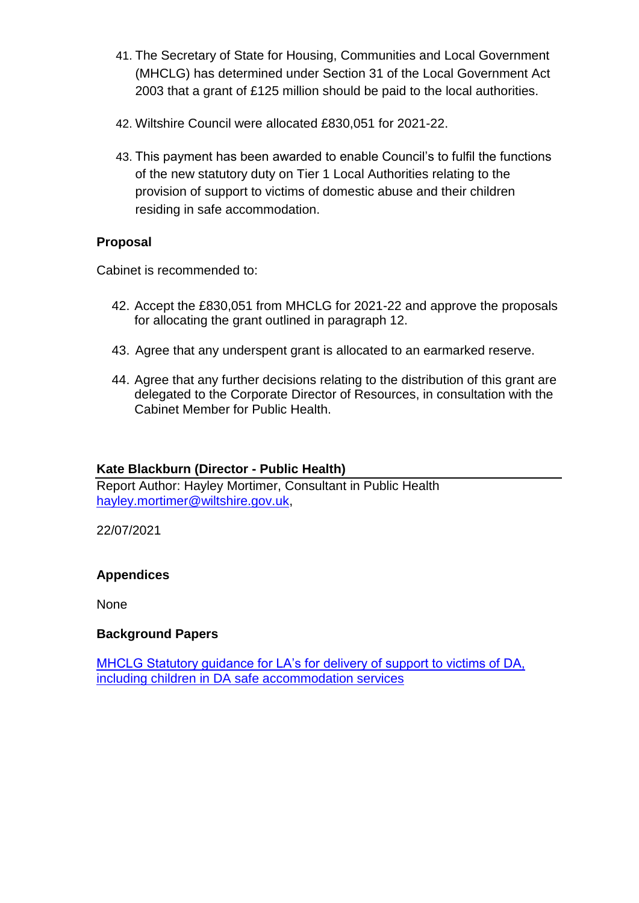41. The Secretary of State for Housing, Communities and Local Government (MHCLG) has determined under Section 31 of the Local Government Act 2003 that a grant of £125 million should be paid to the local authorities.

42. Wiltshire Council were allocated £830,051 for 2021-22.

43. This payment has been awarded to enable Council's to fulfil the functions of the new statutory duty on Tier 1 Local Authorities relating to the provision of support to victims of domestic abuse and their children residing in safe accommodation.

**Proposal**

Cabinet is recommended to:

42. Accept the £830,051 from MHCLG for 2021-22 and approve the proposals for allocating the grant outlined in paragraph 12.

43. Agree that any underspent grant is allocated to an earmarked reserve.

44. Agree that any further decisions relating to the distribution of this grant are delegated to the Corporate Director of Resources, in consultation with the Cabinet Member for Public Health.

**Kate Blackburn (Director - Public Health)**

Report Author: Hayley Mortimer, Consultant in Public Health
hayley.mortimer@wiltshire.gov.uk,

22/07/2021

**Appendices**

None

**Background Papers**

MHCLG Statutory guidance for LA's for delivery of support to victims of DA, including children in DA safe accommodation services